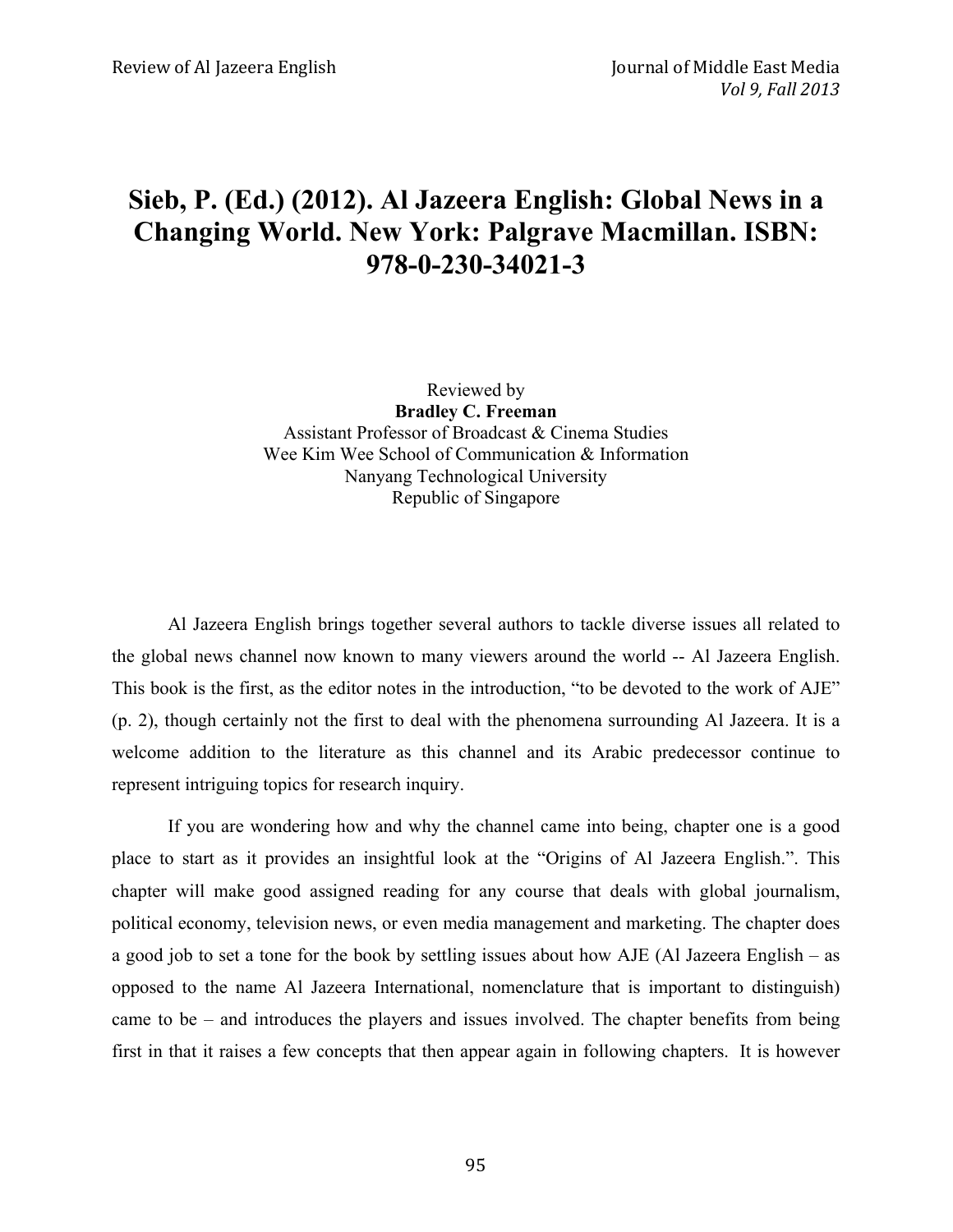# Sieb, P. (Ed.) (2012). Al Jazeera English: Global News in a Changing World. New York: Palgrave Macmillan. ISBN: 978-0-230-34021-3

Reviewed by
**Bradley C. Freeman**
Assistant Professor of Broadcast & Cinema Studies
Wee Kim Wee School of Communication & Information
Nanyang Technological University
Republic of Singapore

Al Jazeera English brings together several authors to tackle diverse issues all related to the global news channel now known to many viewers around the world -- Al Jazeera English. This book is the first, as the editor notes in the introduction, "to be devoted to the work of AJE" (p. 2), though certainly not the first to deal with the phenomena surrounding Al Jazeera. It is a welcome addition to the literature as this channel and its Arabic predecessor continue to represent intriguing topics for research inquiry.

If you are wondering how and why the channel came into being, chapter one is a good place to start as it provides an insightful look at the "Origins of Al Jazeera English.". This chapter will make good assigned reading for any course that deals with global journalism, political economy, television news, or even media management and marketing. The chapter does a good job to set a tone for the book by settling issues about how AJE (Al Jazeera English – as opposed to the name Al Jazeera International, nomenclature that is important to distinguish) came to be – and introduces the players and issues involved. The chapter benefits from being first in that it raises a few concepts that then appear again in following chapters. It is however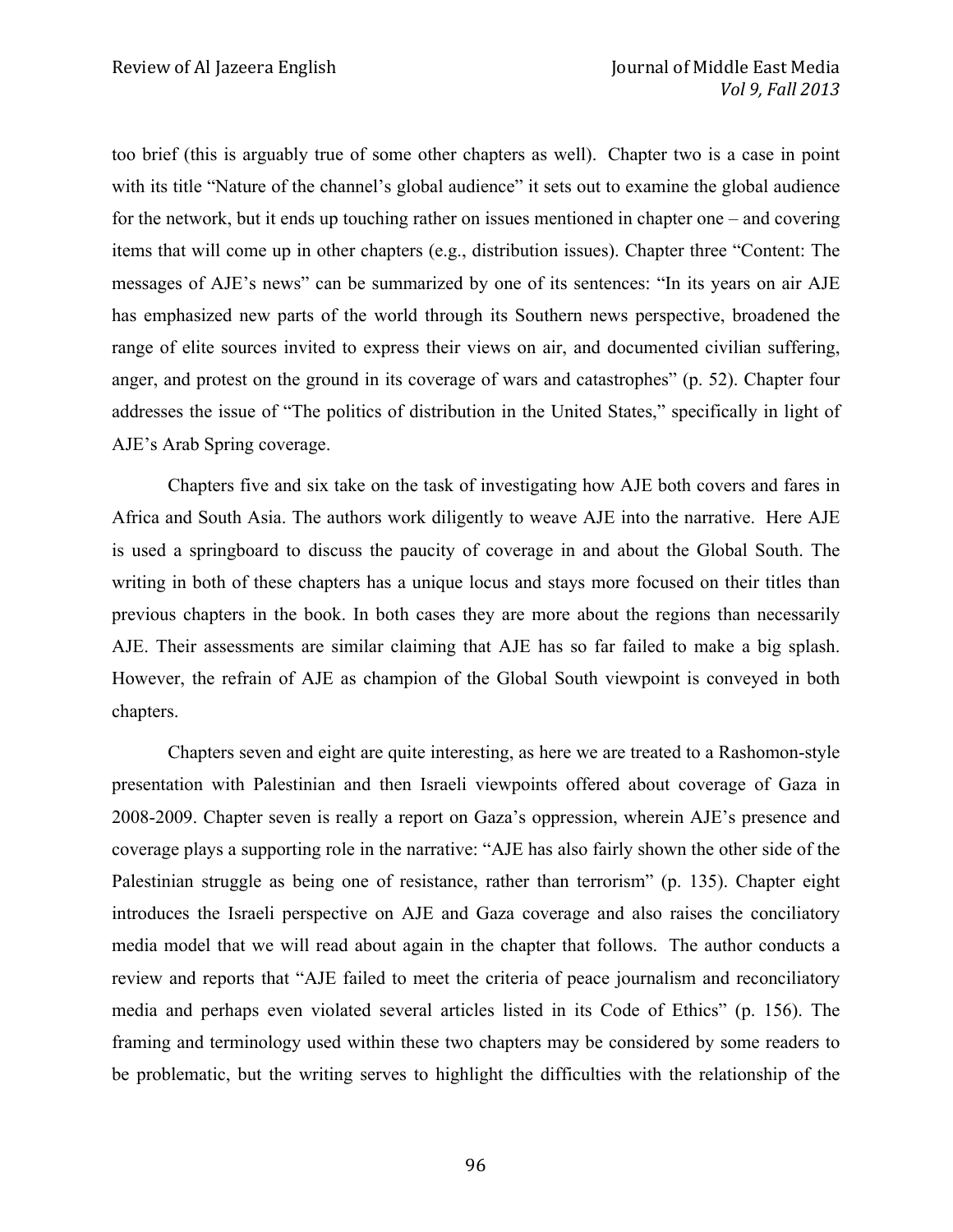too brief (this is arguably true of some other chapters as well). Chapter two is a case in point with its title "Nature of the channel's global audience" it sets out to examine the global audience for the network, but it ends up touching rather on issues mentioned in chapter one – and covering items that will come up in other chapters (e.g., distribution issues). Chapter three "Content: The messages of AJE's news" can be summarized by one of its sentences: "In its years on air AJE has emphasized new parts of the world through its Southern news perspective, broadened the range of elite sources invited to express their views on air, and documented civilian suffering, anger, and protest on the ground in its coverage of wars and catastrophes" (p. 52). Chapter four addresses the issue of "The politics of distribution in the United States," specifically in light of AJE's Arab Spring coverage.

Chapters five and six take on the task of investigating how AJE both covers and fares in Africa and South Asia. The authors work diligently to weave AJE into the narrative. Here AJE is used a springboard to discuss the paucity of coverage in and about the Global South. The writing in both of these chapters has a unique locus and stays more focused on their titles than previous chapters in the book. In both cases they are more about the regions than necessarily AJE. Their assessments are similar claiming that AJE has so far failed to make a big splash. However, the refrain of AJE as champion of the Global South viewpoint is conveyed in both chapters.

Chapters seven and eight are quite interesting, as here we are treated to a Rashomon-style presentation with Palestinian and then Israeli viewpoints offered about coverage of Gaza in 2008-2009. Chapter seven is really a report on Gaza's oppression, wherein AJE's presence and coverage plays a supporting role in the narrative: "AJE has also fairly shown the other side of the Palestinian struggle as being one of resistance, rather than terrorism" (p. 135). Chapter eight introduces the Israeli perspective on AJE and Gaza coverage and also raises the conciliatory media model that we will read about again in the chapter that follows. The author conducts a review and reports that "AJE failed to meet the criteria of peace journalism and reconciliatory media and perhaps even violated several articles listed in its Code of Ethics" (p. 156). The framing and terminology used within these two chapters may be considered by some readers to be problematic, but the writing serves to highlight the difficulties with the relationship of the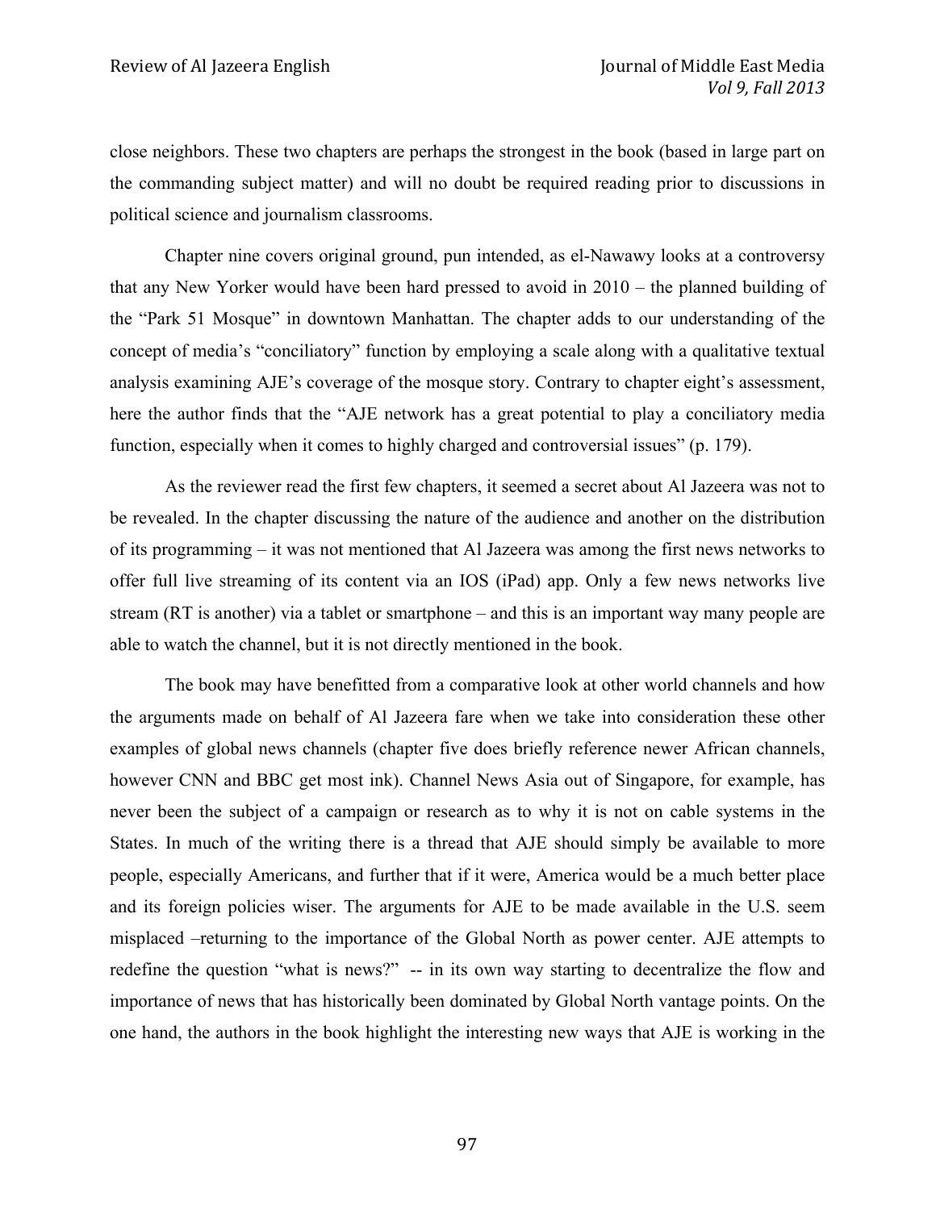close neighbors. These two chapters are perhaps the strongest in the book (based in large part on the commanding subject matter) and will no doubt be required reading prior to discussions in political science and journalism classrooms.

Chapter nine covers original ground, pun intended, as el-Nawawy looks at a controversy that any New Yorker would have been hard pressed to avoid in 2010 – the planned building of the "Park 51 Mosque" in downtown Manhattan. The chapter adds to our understanding of the concept of media's "conciliatory" function by employing a scale along with a qualitative textual analysis examining AJE's coverage of the mosque story. Contrary to chapter eight's assessment, here the author finds that the "AJE network has a great potential to play a conciliatory media function, especially when it comes to highly charged and controversial issues" (p. 179).

As the reviewer read the first few chapters, it seemed a secret about Al Jazeera was not to be revealed. In the chapter discussing the nature of the audience and another on the distribution of its programming – it was not mentioned that Al Jazeera was among the first news networks to offer full live streaming of its content via an IOS (iPad) app. Only a few news networks live stream (RT is another) via a tablet or smartphone – and this is an important way many people are able to watch the channel, but it is not directly mentioned in the book.

The book may have benefitted from a comparative look at other world channels and how the arguments made on behalf of Al Jazeera fare when we take into consideration these other examples of global news channels (chapter five does briefly reference newer African channels, however CNN and BBC get most ink). Channel News Asia out of Singapore, for example, has never been the subject of a campaign or research as to why it is not on cable systems in the States. In much of the writing there is a thread that AJE should simply be available to more people, especially Americans, and further that if it were, America would be a much better place and its foreign policies wiser. The arguments for AJE to be made available in the U.S. seem misplaced –returning to the importance of the Global North as power center. AJE attempts to redefine the question "what is news?" -- in its own way starting to decentralize the flow and importance of news that has historically been dominated by Global North vantage points. On the one hand, the authors in the book highlight the interesting new ways that AJE is working in the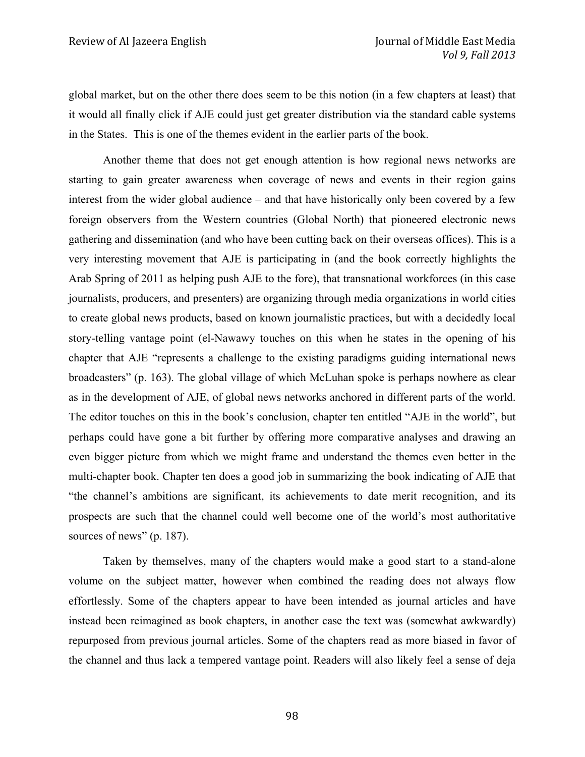global market, but on the other there does seem to be this notion (in a few chapters at least) that it would all finally click if AJE could just get greater distribution via the standard cable systems in the States. This is one of the themes evident in the earlier parts of the book.

Another theme that does not get enough attention is how regional news networks are starting to gain greater awareness when coverage of news and events in their region gains interest from the wider global audience – and that have historically only been covered by a few foreign observers from the Western countries (Global North) that pioneered electronic news gathering and dissemination (and who have been cutting back on their overseas offices). This is a very interesting movement that AJE is participating in (and the book correctly highlights the Arab Spring of 2011 as helping push AJE to the fore), that transnational workforces (in this case journalists, producers, and presenters) are organizing through media organizations in world cities to create global news products, based on known journalistic practices, but with a decidedly local story-telling vantage point (el-Nawawy touches on this when he states in the opening of his chapter that AJE "represents a challenge to the existing paradigms guiding international news broadcasters" (p. 163). The global village of which McLuhan spoke is perhaps nowhere as clear as in the development of AJE, of global news networks anchored in different parts of the world. The editor touches on this in the book's conclusion, chapter ten entitled "AJE in the world", but perhaps could have gone a bit further by offering more comparative analyses and drawing an even bigger picture from which we might frame and understand the themes even better in the multi-chapter book. Chapter ten does a good job in summarizing the book indicating of AJE that "the channel's ambitions are significant, its achievements to date merit recognition, and its prospects are such that the channel could well become one of the world's most authoritative sources of news" (p. 187).

Taken by themselves, many of the chapters would make a good start to a stand-alone volume on the subject matter, however when combined the reading does not always flow effortlessly. Some of the chapters appear to have been intended as journal articles and have instead been reimagined as book chapters, in another case the text was (somewhat awkwardly) repurposed from previous journal articles. Some of the chapters read as more biased in favor of the channel and thus lack a tempered vantage point. Readers will also likely feel a sense of deja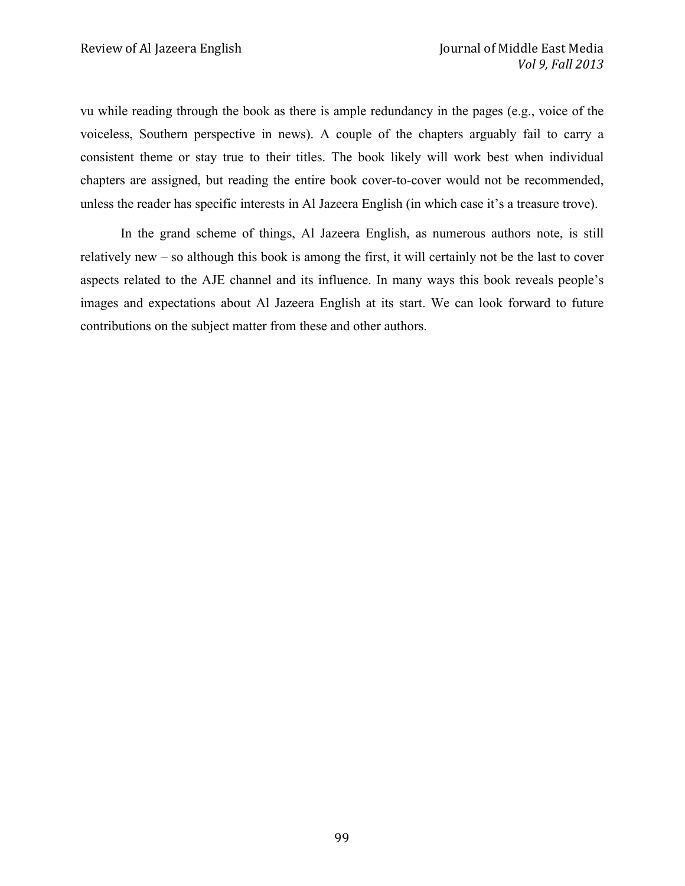vu while reading through the book as there is ample redundancy in the pages (e.g., voice of the voiceless, Southern perspective in news). A couple of the chapters arguably fail to carry a consistent theme or stay true to their titles. The book likely will work best when individual chapters are assigned, but reading the entire book cover-to-cover would not be recommended, unless the reader has specific interests in Al Jazeera English (in which case it's a treasure trove).

In the grand scheme of things, Al Jazeera English, as numerous authors note, is still relatively new – so although this book is among the first, it will certainly not be the last to cover aspects related to the AJE channel and its influence. In many ways this book reveals people's images and expectations about Al Jazeera English at its start. We can look forward to future contributions on the subject matter from these and other authors.